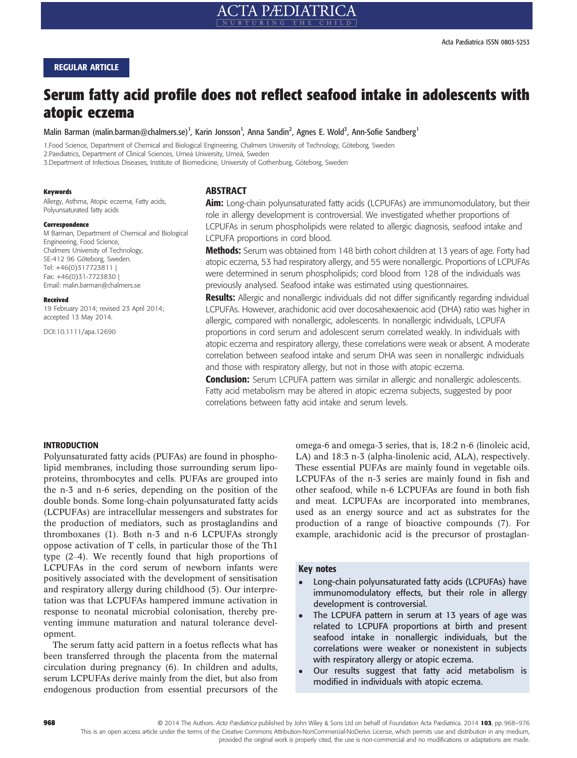REGULAR ARTICLE

# Serum fatty acid profile does not reflect seafood intake in adolescents with atopic eczema

Malin Barman (malin.barman@chalmers.se)[1], Karin Jonsson[1], Anna Sandin[2], Agnes E. Wold[3], Ann-Sofie Sandberg[1]

1.Food Science, Department of Chemical and Biological Engineering, Chalmers University of Technology, Göteborg, Sweden
2.Paediatrics, Department of Clinical Sciences, Umeå University, Umeå, Sweden
3.Department of Infectious Diseases, Institute of Biomedicine, University of Gothenburg, Göteborg, Sweden

**Keywords**
Allergy, Asthma, Atopic eczema, Fatty acids, Polyunsaturated fatty acids

**Correspondence**
M Barman, Department of Chemical and Biological Engineering, Food Science, Chalmers University of Technology, SE-412 96 Göteborg, Sweden.
Tel: +46(0)317723811 |
Fax: +46(0)31-7723830 |
Email: malin.barman@chalmers.se

**Received**
19 February 2014; revised 23 April 2014; accepted 13 May 2014.

DOI:10.1111/apa.12690

## ABSTRACT

**Aim:** Long-chain polyunsaturated fatty acids (LCPUFAs) are immunomodulatory, but their role in allergy development is controversial. We investigated whether proportions of LCPUFAs in serum phospholipids were related to allergic diagnosis, seafood intake and LCPUFA proportions in cord blood.

**Methods:** Serum was obtained from 148 birth cohort children at 13 years of age. Forty had atopic eczema, 53 had respiratory allergy, and 55 were nonallergic. Proportions of LCPUFAs were determined in serum phospholipids; cord blood from 128 of the individuals was previously analysed. Seafood intake was estimated using questionnaires.

**Results:** Allergic and nonallergic individuals did not differ significantly regarding individual LCPUFAs. However, arachidonic acid over docosahexaenoic acid (DHA) ratio was higher in allergic, compared with nonallergic, adolescents. In nonallergic individuals, LCPUFA proportions in cord serum and adolescent serum correlated weakly. In individuals with atopic eczema and respiratory allergy, these correlations were weak or absent. A moderate correlation between seafood intake and serum DHA was seen in nonallergic individuals and those with respiratory allergy, but not in those with atopic eczema.

**Conclusion:** Serum LCPUFA pattern was similar in allergic and nonallergic adolescents. Fatty acid metabolism may be altered in atopic eczema subjects, suggested by poor correlations between fatty acid intake and serum levels.

## INTRODUCTION

Polyunsaturated fatty acids (PUFAs) are found in phospholipid membranes, including those surrounding serum lipoproteins, thrombocytes and cells. PUFAs are grouped into the n-3 and n-6 series, depending on the position of the double bonds. Some long-chain polyunsaturated fatty acids (LCPUFAs) are intracellular messengers and substrates for the production of mediators, such as prostaglandins and thromboxanes (1). Both n-3 and n-6 LCPUFAs strongly oppose activation of T cells, in particular those of the Th1 type (2–4). We recently found that high proportions of LCPUFAs in the cord serum of newborn infants were positively associated with the development of sensitisation and respiratory allergy during childhood (5). Our interpretation was that LCPUFAs hampered immune activation in response to neonatal microbial colonisation, thereby preventing immune maturation and natural tolerance development.

The serum fatty acid pattern in a foetus reflects what has been transferred through the placenta from the maternal circulation during pregnancy (6). In children and adults, serum LCPUFAs derive mainly from the diet, but also from endogenous production from essential precursors of the omega-6 and omega-3 series, that is, 18:2 n-6 (linoleic acid, LA) and 18:3 n-3 (alpha-linolenic acid, ALA), respectively. These essential PUFAs are mainly found in vegetable oils. LCPUFAs of the n-3 series are mainly found in fish and other seafood, while n-6 LCPUFAs are found in both fish and meat. LCPUFAs are incorporated into membranes, used as an energy source and act as substrates for the production of a range of bioactive compounds (7). For example, arachidonic acid is the precursor of prostaglan-

**Key notes**

- Long-chain polyunsaturated fatty acids (LCPUFAs) have immunomodulatory effects, but their role in allergy development is controversial.
- The LCPUFA pattern in serum at 13 years of age was related to LCPUFA proportions at birth and present seafood intake in nonallergic individuals, but the correlations were weaker or nonexistent in subjects with respiratory allergy or atopic eczema.
- Our results suggest that fatty acid metabolism is modified in individuals with atopic eczema.

© 2014 The Authors. *Acta Pædiatrica* published by John Wiley & Sons Ltd on behalf of Foundation Acta Pædiatrica.
This is an open access article under the terms of the Creative Commons Attribution-NonCommercial-NoDerivs License, which permits use and distribution in any medium, provided the original work is properly cited, the use is non-commercial and no modifications or adaptations are made.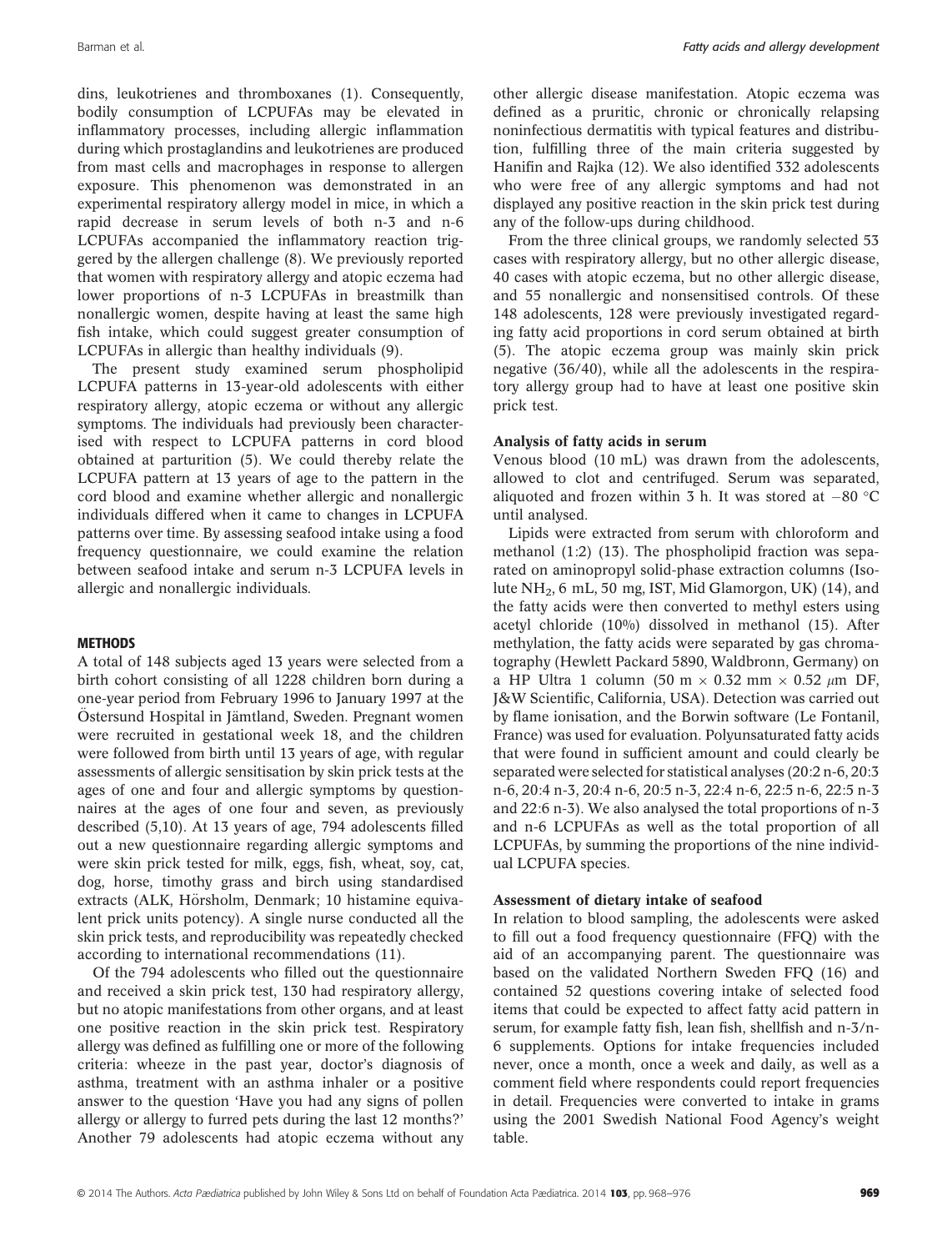dins, leukotrienes and thromboxanes (1). Consequently, bodily consumption of LCPUFAs may be elevated in inflammatory processes, including allergic inflammation during which prostaglandins and leukotrienes are produced from mast cells and macrophages in response to allergen exposure. This phenomenon was demonstrated in an experimental respiratory allergy model in mice, in which a rapid decrease in serum levels of both n-3 and n-6 LCPUFAs accompanied the inflammatory reaction triggered by the allergen challenge (8). We previously reported that women with respiratory allergy and atopic eczema had lower proportions of n-3 LCPUFAs in breastmilk than nonallergic women, despite having at least the same high fish intake, which could suggest greater consumption of LCPUFAs in allergic than healthy individuals (9).

The present study examined serum phospholipid LCPUFA patterns in 13-year-old adolescents with either respiratory allergy, atopic eczema or without any allergic symptoms. The individuals had previously been characterised with respect to LCPUFA patterns in cord blood obtained at parturition (5). We could thereby relate the LCPUFA pattern at 13 years of age to the pattern in the cord blood and examine whether allergic and nonallergic individuals differed when it came to changes in LCPUFA patterns over time. By assessing seafood intake using a food frequency questionnaire, we could examine the relation between seafood intake and serum n-3 LCPUFA levels in allergic and nonallergic individuals.

## METHODS

A total of 148 subjects aged 13 years were selected from a birth cohort consisting of all 1228 children born during a one-year period from February 1996 to January 1997 at the Östersund Hospital in Jämtland, Sweden. Pregnant women were recruited in gestational week 18, and the children were followed from birth until 13 years of age, with regular assessments of allergic sensitisation by skin prick tests at the ages of one and four and allergic symptoms by questionnaires at the ages of one four and seven, as previously described (5,10). At 13 years of age, 794 adolescents filled out a new questionnaire regarding allergic symptoms and were skin prick tested for milk, eggs, fish, wheat, soy, cat, dog, horse, timothy grass and birch using standardised extracts (ALK, Hörsholm, Denmark; 10 histamine equivalent prick units potency). A single nurse conducted all the skin prick tests, and reproducibility was repeatedly checked according to international recommendations (11).

Of the 794 adolescents who filled out the questionnaire and received a skin prick test, 130 had respiratory allergy, but no atopic manifestations from other organs, and at least one positive reaction in the skin prick test. Respiratory allergy was defined as fulfilling one or more of the following criteria: wheeze in the past year, doctor's diagnosis of asthma, treatment with an asthma inhaler or a positive answer to the question 'Have you had any signs of pollen allergy or allergy to furred pets during the last 12 months?' Another 79 adolescents had atopic eczema without any other allergic disease manifestation. Atopic eczema was defined as a pruritic, chronic or chronically relapsing noninfectious dermatitis with typical features and distribution, fulfilling three of the main criteria suggested by Hanifin and Rajka (12). We also identified 332 adolescents who were free of any allergic symptoms and had not displayed any positive reaction in the skin prick test during any of the follow-ups during childhood.

From the three clinical groups, we randomly selected 53 cases with respiratory allergy, but no other allergic disease, 40 cases with atopic eczema, but no other allergic disease, and 55 nonallergic and nonsensitised controls. Of these 148 adolescents, 128 were previously investigated regarding fatty acid proportions in cord serum obtained at birth (5). The atopic eczema group was mainly skin prick negative (36/40), while all the adolescents in the respiratory allergy group had to have at least one positive skin prick test.

### Analysis of fatty acids in serum

Venous blood (10 mL) was drawn from the adolescents, allowed to clot and centrifuged. Serum was separated, aliquoted and frozen within 3 h. It was stored at −80 °C until analysed.

Lipids were extracted from serum with chloroform and methanol (1:2) (13). The phospholipid fraction was separated on aminopropyl solid-phase extraction columns (Isolute $NH_2$, 6 mL, 50 mg, IST, Mid Glamorgon, UK) (14), and the fatty acids were then converted to methyl esters using acetyl chloride (10%) dissolved in methanol (15). After methylation, the fatty acids were separated by gas chromatography (Hewlett Packard 5890, Waldbronn, Germany) on a HP Ultra 1 column (50 m × 0.32 mm × 0.52 $\mu$m DF, J&W Scientific, California, USA). Detection was carried out by flame ionisation, and the Borwin software (Le Fontanil, France) was used for evaluation. Polyunsaturated fatty acids that were found in sufficient amount and could clearly be separated were selected for statistical analyses (20:2 n-6, 20:3 n-6, 20:4 n-3, 20:4 n-6, 20:5 n-3, 22:4 n-6, 22:5 n-6, 22:5 n-3 and 22:6 n-3). We also analysed the total proportions of n-3 and n-6 LCPUFAs as well as the total proportion of all LCPUFAs, by summing the proportions of the nine individual LCPUFA species.

### Assessment of dietary intake of seafood

In relation to blood sampling, the adolescents were asked to fill out a food frequency questionnaire (FFQ) with the aid of an accompanying parent. The questionnaire was based on the validated Northern Sweden FFQ (16) and contained 52 questions covering intake of selected food items that could be expected to affect fatty acid pattern in serum, for example fatty fish, lean fish, shellfish and n-3/n-6 supplements. Options for intake frequencies included never, once a month, once a week and daily, as well as a comment field where respondents could report frequencies in detail. Frequencies were converted to intake in grams using the 2001 Swedish National Food Agency's weight table.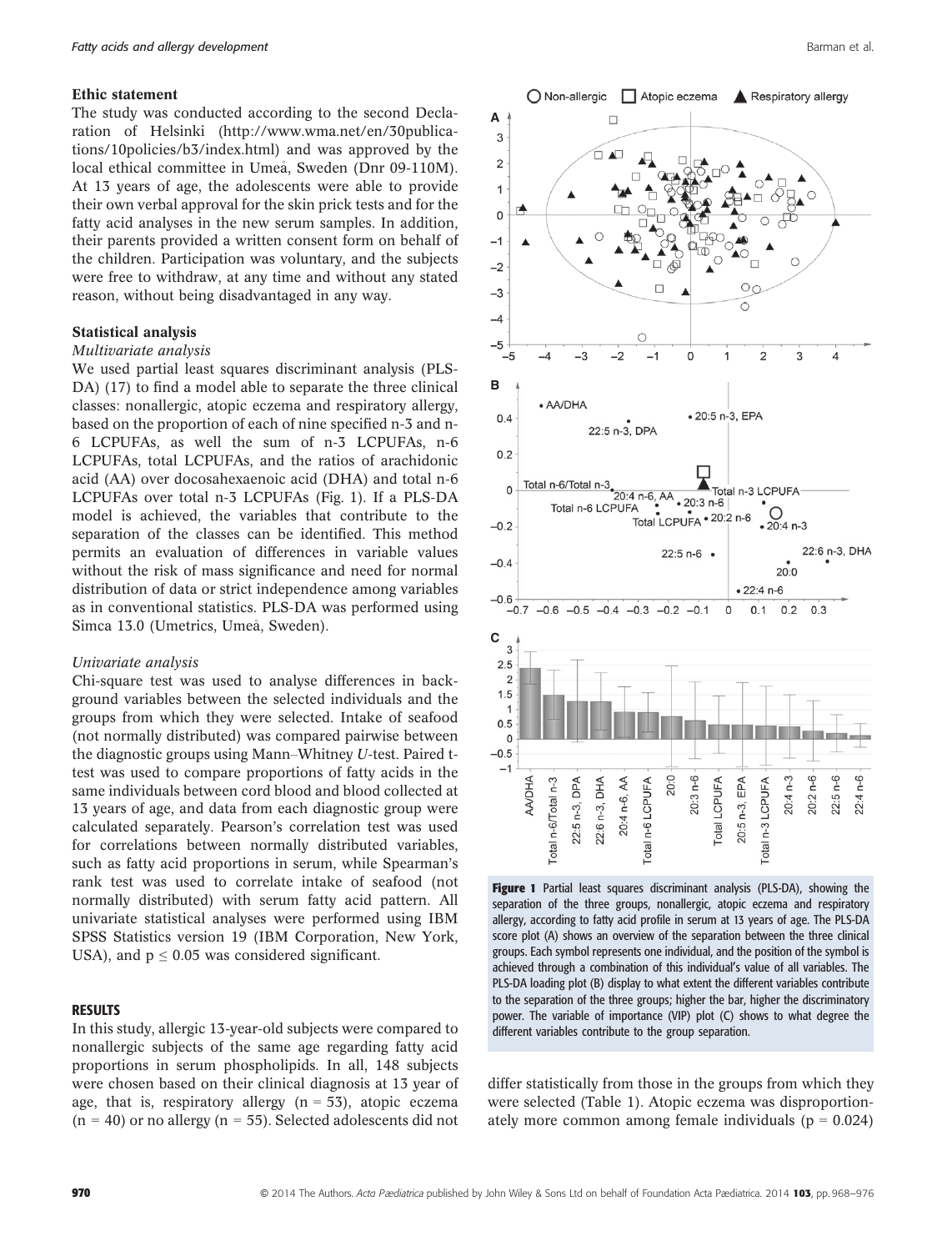### Ethic statement

The study was conducted according to the second Declaration of Helsinki (http://www.wma.net/en/30publications/10policies/b3/index.html) and was approved by the local ethical committee in Umeå, Sweden (Dnr 09-110M). At 13 years of age, the adolescents were able to provide their own verbal approval for the skin prick tests and for the fatty acid analyses in the new serum samples. In addition, their parents provided a written consent form on behalf of the children. Participation was voluntary, and the subjects were free to withdraw, at any time and without any stated reason, without being disadvantaged in any way.

### Statistical analysis

#### *Multivariate analysis*

We used partial least squares discriminant analysis (PLS-DA) (17) to find a model able to separate the three clinical classes: nonallergic, atopic eczema and respiratory allergy, based on the proportion of each of nine specified n-3 and n-6 LCPUFAs, as well the sum of n-3 LCPUFAs, n-6 LCPUFAs, total LCPUFAs, and the ratios of arachidonic acid (AA) over docosahexaenoic acid (DHA) and total n-6 LCPUFAs over total n-3 LCPUFAs (Fig. 1). If a PLS-DA model is achieved, the variables that contribute to the separation of the classes can be identified. This method permits an evaluation of differences in variable values without the risk of mass significance and need for normal distribution of data or strict independence among variables as in conventional statistics. PLS-DA was performed using Simca 13.0 (Umetrics, Umeå, Sweden).

#### *Univariate analysis*

Chi-square test was used to analyse differences in background variables between the selected individuals and the groups from which they were selected. Intake of seafood (not normally distributed) was compared pairwise between the diagnostic groups using Mann–Whitney *U*-test. Paired t-test was used to compare proportions of fatty acids in the same individuals between cord blood and blood collected at 13 years of age, and data from each diagnostic group were calculated separately. Pearson's correlation test was used for correlations between normally distributed variables, such as fatty acid proportions in serum, while Spearman's rank test was used to correlate intake of seafood (not normally distributed) with serum fatty acid pattern. All univariate statistical analyses were performed using IBM SPSS Statistics version 19 (IBM Corporation, New York, USA), and $p \leq 0.05$ was considered significant.

## RESULTS

In this study, allergic 13-year-old subjects were compared to nonallergic subjects of the same age regarding fatty acid proportions in serum phospholipids. In all, 148 subjects were chosen based on their clinical diagnosis at 13 year of age, that is, respiratory allergy ($n = 53$), atopic eczema ($n = 40$) or no allergy ($n = 55$). Selected adolescents did not differ statistically from those in the groups from which they were selected (Table 1). Atopic eczema was disproportionately more common among female individuals ($p = 0.024$)

**Figure 1** Partial least squares discriminant analysis (PLS-DA), showing the separation of the three groups, nonallergic, atopic eczema and respiratory allergy, according to fatty acid profile in serum at 13 years of age. The PLS-DA score plot (A) shows an overview of the separation between the three clinical groups. Each symbol represents one individual, and the position of the symbol is achieved through a combination of this individual's value of all variables. The PLS-DA loading plot (B) display to what extent the different variables contribute to the separation of the three groups; higher the bar, higher the discriminatory power. The variable of importance (VIP) plot (C) shows to what degree the different variables contribute to the group separation.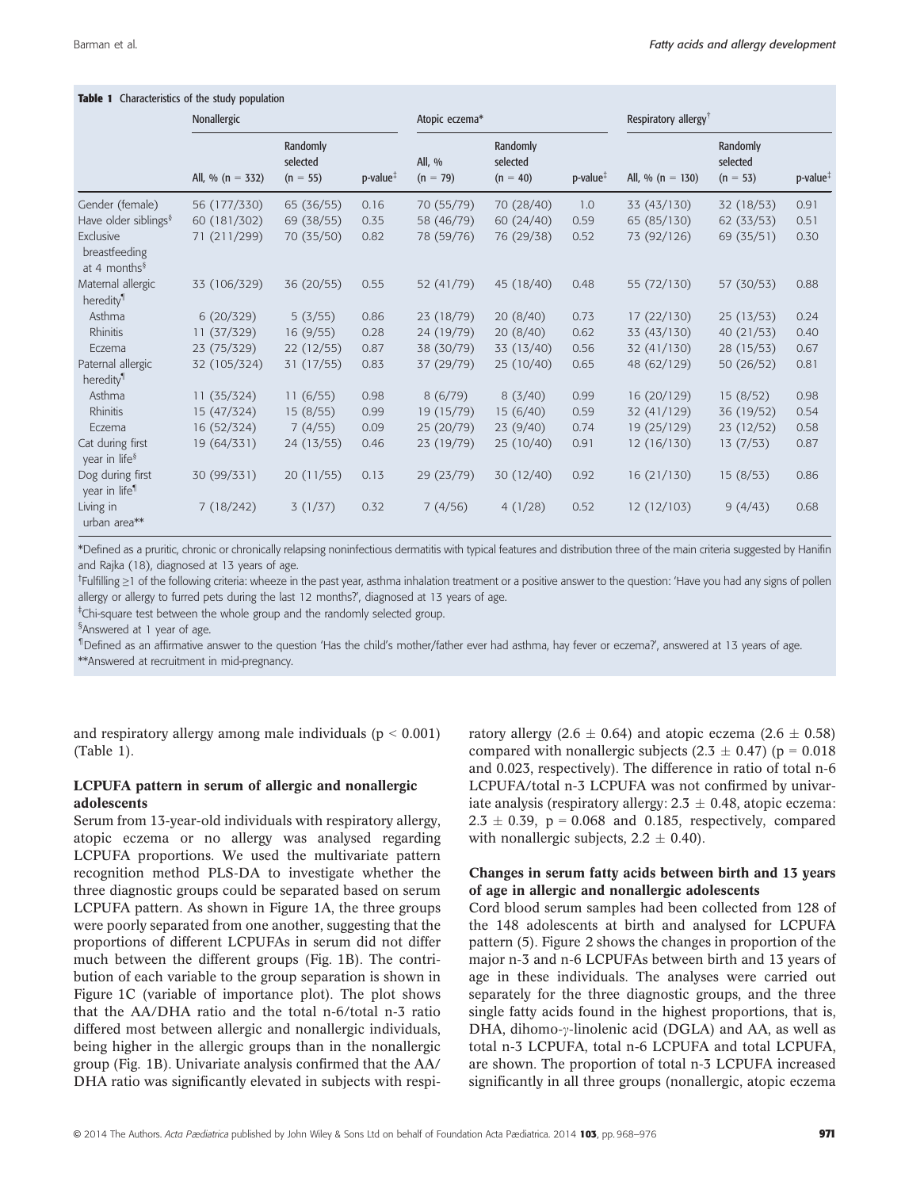**Table 1** Characteristics of the study population

| | Nonallergic | | | Atopic eczema* | | | Respiratory allergy† | | |
|---|---|---|---|---|---|---|---|---|---|
| | All, % (n = 332) | Randomly selected (n = 55) | p-value‡ | All, % (n = 79) | Randomly selected (n = 40) | p-value‡ | All, % (n = 130) | Randomly selected (n = 53) | p-value‡ |
| Gender (female) | 56 (177/330) | 65 (36/55) | 0.16 | 70 (55/79) | 70 (28/40) | 1.0 | 33 (43/130) | 32 (18/53) | 0.91 |
| Have older siblings§ | 60 (181/302) | 69 (38/55) | 0.35 | 58 (46/79) | 60 (24/40) | 0.59 | 65 (85/130) | 62 (33/53) | 0.51 |
| Exclusive breastfeeding at 4 months§ | 71 (211/299) | 70 (35/50) | 0.82 | 78 (59/76) | 76 (29/38) | 0.52 | 73 (92/126) | 69 (35/51) | 0.30 |
| Maternal allergic heredity¶ | 33 (106/329) | 36 (20/55) | 0.55 | 52 (41/79) | 45 (18/40) | 0.48 | 55 (72/130) | 57 (30/53) | 0.88 |
| Asthma | 6 (20/329) | 5 (3/55) | 0.86 | 23 (18/79) | 20 (8/40) | 0.73 | 17 (22/130) | 25 (13/53) | 0.24 |
| Rhinitis | 11 (37/329) | 16 (9/55) | 0.28 | 24 (19/79) | 20 (8/40) | 0.62 | 33 (43/130) | 40 (21/53) | 0.40 |
| Eczema | 23 (75/329) | 22 (12/55) | 0.87 | 38 (30/79) | 33 (13/40) | 0.56 | 32 (41/130) | 28 (15/53) | 0.67 |
| Paternal allergic heredity¶ | 32 (105/324) | 31 (17/55) | 0.83 | 37 (29/79) | 25 (10/40) | 0.65 | 48 (62/129) | 50 (26/52) | 0.81 |
| Asthma | 11 (35/324) | 11 (6/55) | 0.98 | 8 (6/79) | 8 (3/40) | 0.99 | 16 (20/129) | 15 (8/52) | 0.98 |
| Rhinitis | 15 (47/324) | 15 (8/55) | 0.99 | 19 (15/79) | 15 (6/40) | 0.59 | 32 (41/129) | 36 (19/52) | 0.54 |
| Eczema | 16 (52/324) | 7 (4/55) | 0.09 | 25 (20/79) | 23 (9/40) | 0.74 | 19 (25/129) | 23 (12/52) | 0.58 |
| Cat during first year in life§ | 19 (64/331) | 24 (13/55) | 0.46 | 23 (19/79) | 25 (10/40) | 0.91 | 12 (16/130) | 13 (7/53) | 0.87 |
| Dog during first year in life¶ | 30 (99/331) | 20 (11/55) | 0.13 | 29 (23/79) | 30 (12/40) | 0.92 | 16 (21/130) | 15 (8/53) | 0.86 |
| Living in urban area** | 7 (18/242) | 3 (1/37) | 0.32 | 7 (4/56) | 4 (1/28) | 0.52 | 12 (12/103) | 9 (4/43) | 0.68 |

*Defined as a pruritic, chronic or chronically relapsing noninfectious dermatitis with typical features and distribution three of the main criteria suggested by Hanifin and Rajka (18), diagnosed at 13 years of age.

†Fulfilling ≥1 of the following criteria: wheeze in the past year, asthma inhalation treatment or a positive answer to the question: 'Have you had any signs of pollen allergy or allergy to furred pets during the last 12 months?', diagnosed at 13 years of age.

‡Chi-square test between the whole group and the randomly selected group.

§Answered at 1 year of age.

¶Defined as an affirmative answer to the question 'Has the child's mother/father ever had asthma, hay fever or eczema?', answered at 13 years of age.

**Answered at recruitment in mid-pregnancy.

and respiratory allergy among male individuals ($p < 0.001$) (Table 1).

### LCPUFA pattern in serum of allergic and nonallergic adolescents

Serum from 13-year-old individuals with respiratory allergy, atopic eczema or no allergy was analysed regarding LCPUFA proportions. We used the multivariate pattern recognition method PLS-DA to investigate whether the three diagnostic groups could be separated based on serum LCPUFA pattern. As shown in Figure 1A, the three groups were poorly separated from one another, suggesting that the proportions of different LCPUFAs in serum did not differ much between the different groups (Fig. 1B). The contribution of each variable to the group separation is shown in Figure 1C (variable of importance plot). The plot shows that the AA/DHA ratio and the total n-6/total n-3 ratio differed most between allergic and nonallergic individuals, being higher in the allergic groups than in the nonallergic group (Fig. 1B). Univariate analysis confirmed that the AA/DHA ratio was significantly elevated in subjects with respiratory allergy ($2.6 \pm 0.64$) and atopic eczema ($2.6 \pm 0.58$) compared with nonallergic subjects ($2.3 \pm 0.47$) ($p = 0.018$ and 0.023, respectively). The difference in ratio of total n-6 LCPUFA/total n-3 LCPUFA was not confirmed by univariate analysis (respiratory allergy: $2.3 \pm 0.48$, atopic eczema: $2.3 \pm 0.39$, $p = 0.068$ and 0.185, respectively, compared with nonallergic subjects, $2.2 \pm 0.40$).

### Changes in serum fatty acids between birth and 13 years of age in allergic and nonallergic adolescents

Cord blood serum samples had been collected from 128 of the 148 adolescents at birth and analysed for LCPUFA pattern (5). Figure 2 shows the changes in proportion of the major n-3 and n-6 LCPUFAs between birth and 13 years of age in these individuals. The analyses were carried out separately for the three diagnostic groups, and the three single fatty acids found in the highest proportions, that is, DHA, dihomo-γ-linolenic acid (DGLA) and AA, as well as total n-3 LCPUFA, total n-6 LCPUFA and total LCPUFA, are shown. The proportion of total n-3 LCPUFA increased significantly in all three groups (nonallergic, atopic eczema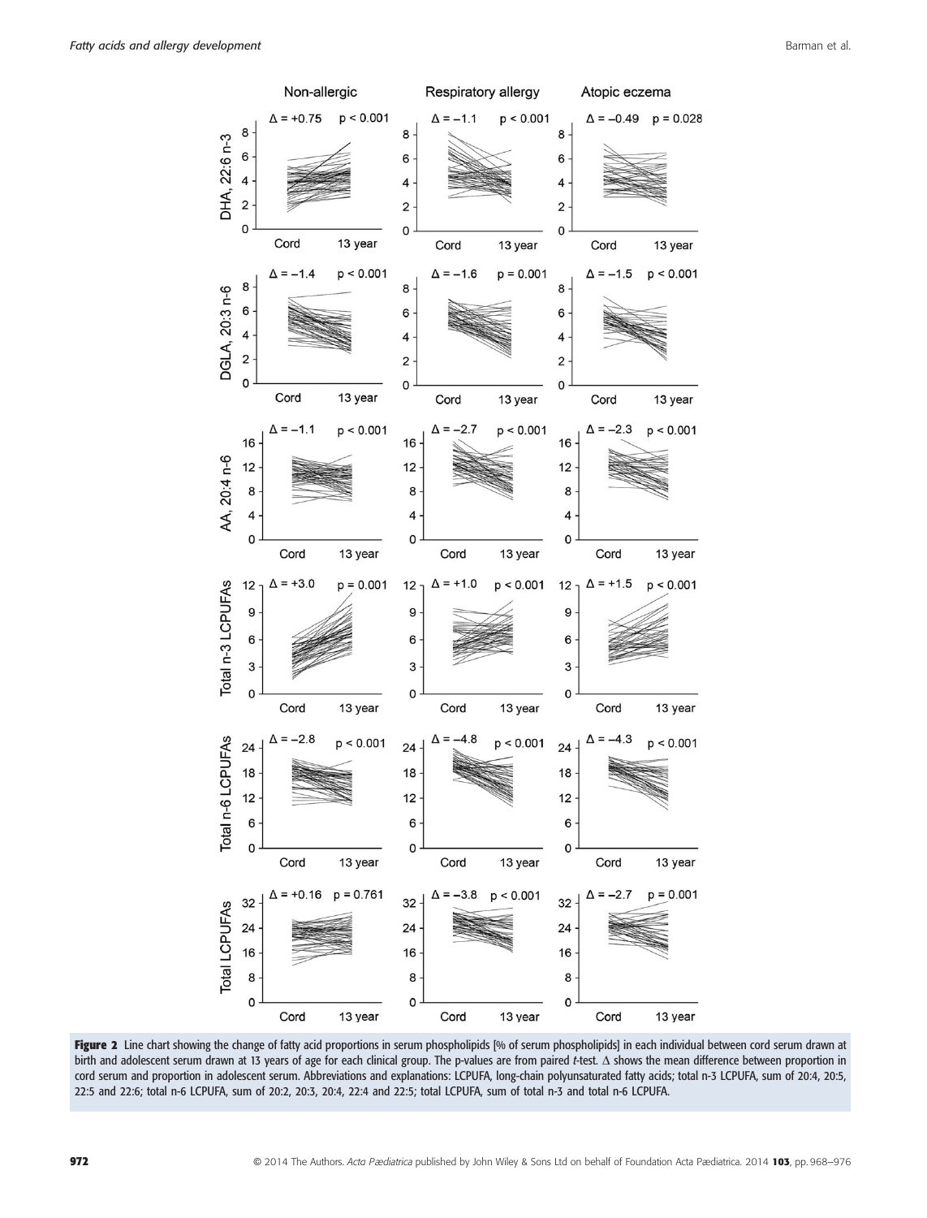**Figure 2** Line chart showing the change of fatty acid proportions in serum phospholipids [% of serum phospholipids] in each individual between cord serum drawn at birth and adolescent serum drawn at 13 years of age for each clinical group. The p-values are from paired *t*-test. Δ shows the mean difference between proportion in cord serum and proportion in adolescent serum. Abbreviations and explanations: LCPUFA, long-chain polyunsaturated fatty acids; total n-3 LCPUFA, sum of 20:4, 20:5, 22:5 and 22:6; total n-6 LCPUFA, sum of 20:2, 20:3, 20:4, 22:4 and 22:5; total LCPUFA, sum of total n-3 and total n-6 LCPUFA.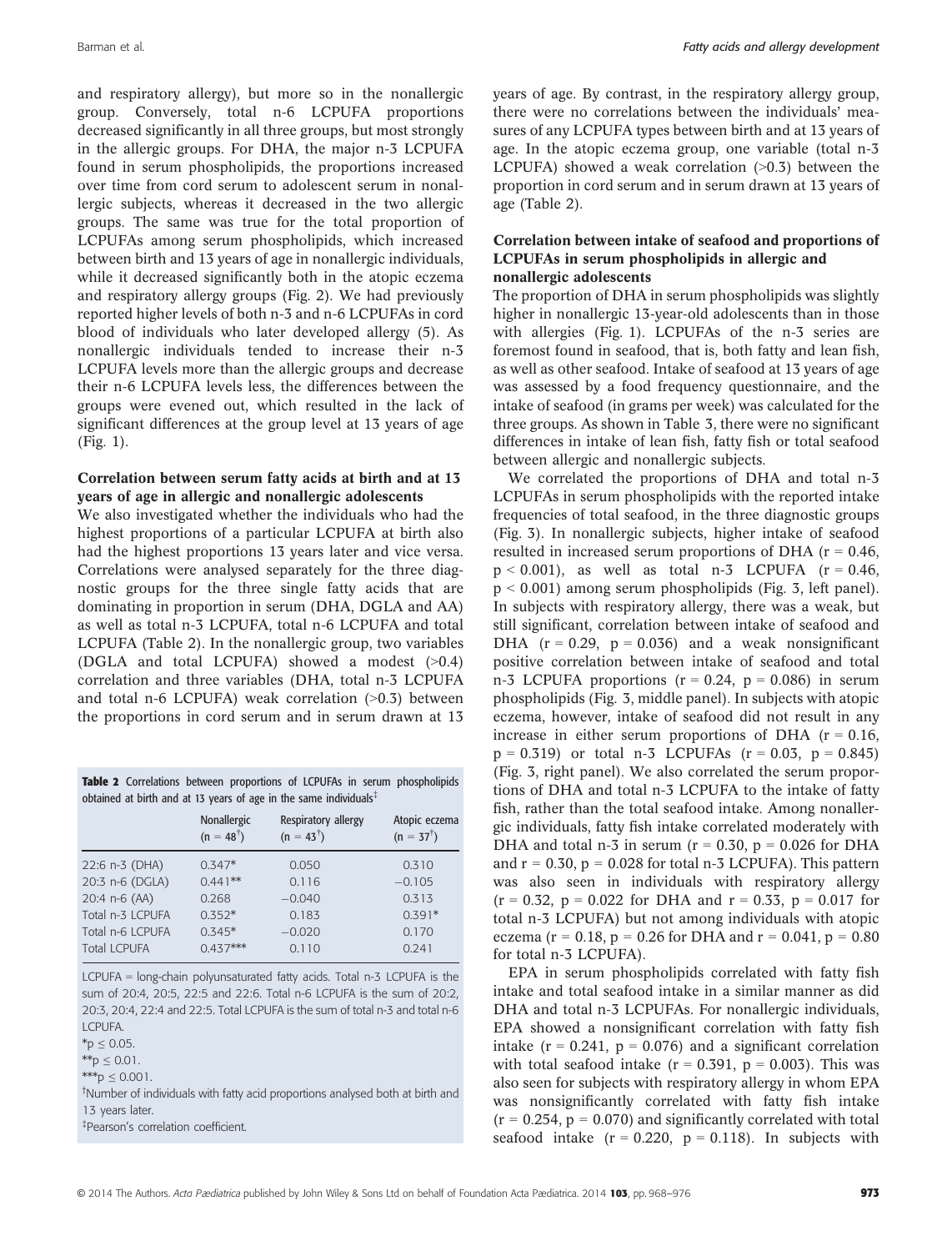and respiratory allergy), but more so in the nonallergic group. Conversely, total n-6 LCPUFA proportions decreased significantly in all three groups, but most strongly in the allergic groups. For DHA, the major n-3 LCPUFA found in serum phospholipids, the proportions increased over time from cord serum to adolescent serum in nonallergic subjects, whereas it decreased in the two allergic groups. The same was true for the total proportion of LCPUFAs among serum phospholipids, which increased between birth and 13 years of age in nonallergic individuals, while it decreased significantly both in the atopic eczema and respiratory allergy groups (Fig. 2). We had previously reported higher levels of both n-3 and n-6 LCPUFAs in cord blood of individuals who later developed allergy (5). As nonallergic individuals tended to increase their n-3 LCPUFA levels more than the allergic groups and decrease their n-6 LCPUFA levels less, the differences between the groups were evened out, which resulted in the lack of significant differences at the group level at 13 years of age (Fig. 1).

### Correlation between serum fatty acids at birth and at 13 years of age in allergic and nonallergic adolescents

We also investigated whether the individuals who had the highest proportions of a particular LCPUFA at birth also had the highest proportions 13 years later and vice versa. Correlations were analysed separately for the three diagnostic groups for the three single fatty acids that are dominating in proportion in serum (DHA, DGLA and AA) as well as total n-3 LCPUFA, total n-6 LCPUFA and total LCPUFA (Table 2). In the nonallergic group, two variables (DGLA and total LCPUFA) showed a modest (>0.4) correlation and three variables (DHA, total n-3 LCPUFA and total n-6 LCPUFA) weak correlation (>0.3) between the proportions in cord serum and in serum drawn at 13 years of age. By contrast, in the respiratory allergy group, there were no correlations between the individuals' measures of any LCPUFA types between birth and at 13 years of age. In the atopic eczema group, one variable (total n-3 LCPUFA) showed a weak correlation (>0.3) between the proportion in cord serum and in serum drawn at 13 years of age (Table 2).

**Table 2** Correlations between proportions of LCPUFAs in serum phospholipids obtained at birth and at 13 years of age in the same individuals‡

| | Nonallergic (n = 48†) | Respiratory allergy (n = 43†) | Atopic eczema (n = 37†) |
|---|---|---|---|
| 22:6 n-3 (DHA) | 0.347* | 0.050 | 0.310 |
| 20:3 n-6 (DGLA) | 0.441** | 0.116 | −0.105 |
| 20:4 n-6 (AA) | 0.268 | −0.040 | 0.313 |
| Total n-3 LCPUFA | 0.352* | 0.183 | 0.391* |
| Total n-6 LCPUFA | 0.345* | −0.020 | 0.170 |
| Total LCPUFA | 0.437*** | 0.110 | 0.241 |

LCPUFA = long-chain polyunsaturated fatty acids. Total n-3 LCPUFA is the sum of 20:4, 20:5, 22:5 and 22:6. Total n-6 LCPUFA is the sum of 20:2, 20:3, 20:4, 22:4 and 22:5. Total LCPUFA is the sum of total n-3 and total n-6 LCPUFA.

*p ≤ 0.05.

**p ≤ 0.01.

***p ≤ 0.001.

†Number of individuals with fatty acid proportions analysed both at birth and 13 years later.

‡Pearson's correlation coefficient.

### Correlation between intake of seafood and proportions of LCPUFAs in serum phospholipids in allergic and nonallergic adolescents

The proportion of DHA in serum phospholipids was slightly higher in nonallergic 13-year-old adolescents than in those with allergies (Fig. 1). LCPUFAs of the n-3 series are foremost found in seafood, that is, both fatty and lean fish, as well as other seafood. Intake of seafood at 13 years of age was assessed by a food frequency questionnaire, and the intake of seafood (in grams per week) was calculated for the three groups. As shown in Table 3, there were no significant differences in intake of lean fish, fatty fish or total seafood between allergic and nonallergic subjects.

We correlated the proportions of DHA and total n-3 LCPUFAs in serum phospholipids with the reported intake frequencies of total seafood, in the three diagnostic groups (Fig. 3). In nonallergic subjects, higher intake of seafood resulted in increased serum proportions of DHA ($r = 0.46$, $p < 0.001$), as well as total n-3 LCPUFA ($r = 0.46$, $p < 0.001$) among serum phospholipids (Fig. 3, left panel). In subjects with respiratory allergy, there was a weak, but still significant, correlation between intake of seafood and DHA ($r = 0.29$, $p = 0.036$) and a weak nonsignificant positive correlation between intake of seafood and total n-3 LCPUFA proportions ($r = 0.24$, $p = 0.086$) in serum phospholipids (Fig. 3, middle panel). In subjects with atopic eczema, however, intake of seafood did not result in any increase in either serum proportions of DHA ($r = 0.16$, $p = 0.319$) or total n-3 LCPUFAs ($r = 0.03$, $p = 0.845$) (Fig. 3, right panel). We also correlated the serum proportions of DHA and total n-3 LCPUFA to the intake of fatty fish, rather than the total seafood intake. Among nonallergic individuals, fatty fish intake correlated moderately with DHA and total n-3 in serum ($r = 0.30$, $p = 0.026$ for DHA and $r = 0.30$, $p = 0.028$ for total n-3 LCPUFA). This pattern was also seen in individuals with respiratory allergy ($r = 0.32$, $p = 0.022$ for DHA and $r = 0.33$, $p = 0.017$ for total n-3 LCPUFA) but not among individuals with atopic eczema ($r = 0.18$, $p = 0.26$ for DHA and $r = 0.041$, $p = 0.80$ for total n-3 LCPUFA).

EPA in serum phospholipids correlated with fatty fish intake and total seafood intake in a similar manner as did DHA and total n-3 LCPUFAs. For nonallergic individuals, EPA showed a nonsignificant correlation with fatty fish intake ($r = 0.241$, $p = 0.076$) and a significant correlation with total seafood intake ($r = 0.391$, $p = 0.003$). This was also seen for subjects with respiratory allergy in whom EPA was nonsignificantly correlated with fatty fish intake ($r = 0.254$, $p = 0.070$) and significantly correlated with total seafood intake ($r = 0.220$, $p = 0.118$). In subjects with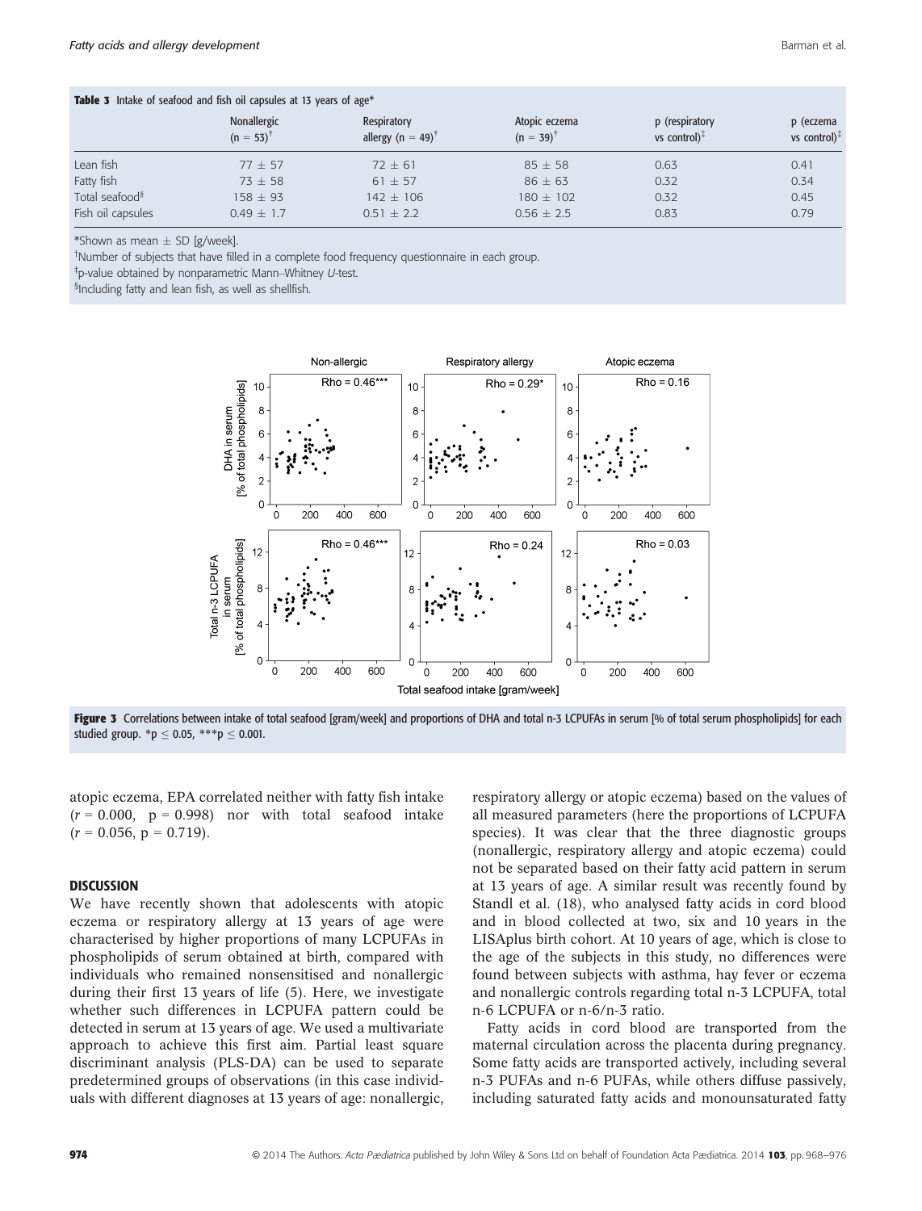**Table 3** Intake of seafood and fish oil capsules at 13 years of age*

| | Nonallergic (n = 53)[†] | Respiratory allergy (n = 49)[†] | Atopic eczema (n = 39)[†] | p (respiratory vs control)[‡] | p (eczema vs control)[‡] |
|---|---|---|---|---|---|
| Lean fish | 77 ± 57 | 72 ± 61 | 85 ± 58 | 0.63 | 0.41 |
| Fatty fish | 73 ± 58 | 61 ± 57 | 86 ± 63 | 0.32 | 0.34 |
| Total seafood[§] | 158 ± 93 | 142 ± 106 | 180 ± 102 | 0.32 | 0.45 |
| Fish oil capsules | 0.49 ± 1.7 | 0.51 ± 2.2 | 0.56 ± 2.5 | 0.83 | 0.79 |

*Shown as mean ± SD [g/week].

[†]Number of subjects that have filled in a complete food frequency questionnaire in each group.

[‡]p-value obtained by nonparametric Mann–Whitney *U*-test.

[§]Including fatty and lean fish, as well as shellfish.

**Figure 3** Correlations between intake of total seafood [gram/week] and proportions of DHA and total n-3 LCPUFAs in serum [% of total serum phospholipids] for each studied group. *p ≤ 0.05, ***p ≤ 0.001.

atopic eczema, EPA correlated neither with fatty fish intake ($r = 0.000$, $p = 0.998$) nor with total seafood intake ($r = 0.056$, $p = 0.719$).

## DISCUSSION

We have recently shown that adolescents with atopic eczema or respiratory allergy at 13 years of age were characterised by higher proportions of many LCPUFAs in phospholipids of serum obtained at birth, compared with individuals who remained nonsensitised and nonallergic during their first 13 years of life (5). Here, we investigate whether such differences in LCPUFA pattern could be detected in serum at 13 years of age. We used a multivariate approach to achieve this first aim. Partial least square discriminant analysis (PLS-DA) can be used to separate predetermined groups of observations (in this case individuals with different diagnoses at 13 years of age: nonallergic, respiratory allergy or atopic eczema) based on the values of all measured parameters (here the proportions of LCPUFA species). It was clear that the three diagnostic groups (nonallergic, respiratory allergy and atopic eczema) could not be separated based on their fatty acid pattern in serum at 13 years of age. A similar result was recently found by Standl et al. (18), who analysed fatty acids in cord blood and in blood collected at two, six and 10 years in the LISAplus birth cohort. At 10 years of age, which is close to the age of the subjects in this study, no differences were found between subjects with asthma, hay fever or eczema and nonallergic controls regarding total n-3 LCPUFA, total n-6 LCPUFA or n-6/n-3 ratio.

Fatty acids in cord blood are transported from the maternal circulation across the placenta during pregnancy. Some fatty acids are transported actively, including several n-3 PUFAs and n-6 PUFAs, while others diffuse passively, including saturated fatty acids and monounsaturated fatty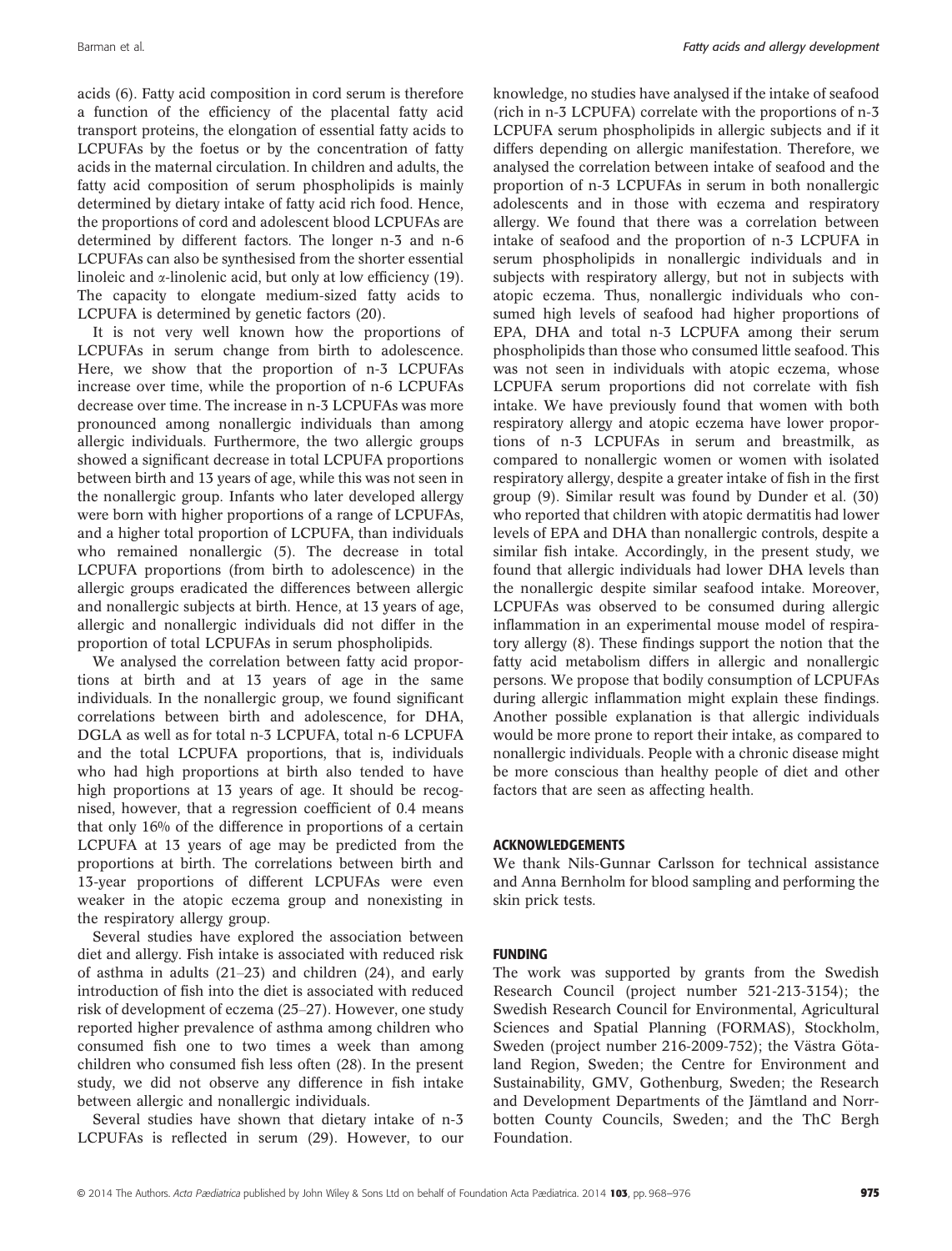acids (6). Fatty acid composition in cord serum is therefore a function of the efficiency of the placental fatty acid transport proteins, the elongation of essential fatty acids to LCPUFAs by the foetus or by the concentration of fatty acids in the maternal circulation. In children and adults, the fatty acid composition of serum phospholipids is mainly determined by dietary intake of fatty acid rich food. Hence, the proportions of cord and adolescent blood LCPUFAs are determined by different factors. The longer n-3 and n-6 LCPUFAs can also be synthesised from the shorter essential linoleic and α-linolenic acid, but only at low efficiency (19). The capacity to elongate medium-sized fatty acids to LCPUFA is determined by genetic factors (20).

It is not very well known how the proportions of LCPUFAs in serum change from birth to adolescence. Here, we show that the proportion of n-3 LCPUFAs increase over time, while the proportion of n-6 LCPUFAs decrease over time. The increase in n-3 LCPUFAs was more pronounced among nonallergic individuals than among allergic individuals. Furthermore, the two allergic groups showed a significant decrease in total LCPUFA proportions between birth and 13 years of age, while this was not seen in the nonallergic group. Infants who later developed allergy were born with higher proportions of a range of LCPUFAs, and a higher total proportion of LCPUFA, than individuals who remained nonallergic (5). The decrease in total LCPUFA proportions (from birth to adolescence) in the allergic groups eradicated the differences between allergic and nonallergic subjects at birth. Hence, at 13 years of age, allergic and nonallergic individuals did not differ in the proportion of total LCPUFAs in serum phospholipids.

We analysed the correlation between fatty acid proportions at birth and at 13 years of age in the same individuals. In the nonallergic group, we found significant correlations between birth and adolescence, for DHA, DGLA as well as for total n-3 LCPUFA, total n-6 LCPUFA and the total LCPUFA proportions, that is, individuals who had high proportions at birth also tended to have high proportions at 13 years of age. It should be recognised, however, that a regression coefficient of 0.4 means that only 16% of the difference in proportions of a certain LCPUFA at 13 years of age may be predicted from the proportions at birth. The correlations between birth and 13-year proportions of different LCPUFAs were even weaker in the atopic eczema group and nonexisting in the respiratory allergy group.

Several studies have explored the association between diet and allergy. Fish intake is associated with reduced risk of asthma in adults (21–23) and children (24), and early introduction of fish into the diet is associated with reduced risk of development of eczema (25–27). However, one study reported higher prevalence of asthma among children who consumed fish one to two times a week than among children who consumed fish less often (28). In the present study, we did not observe any difference in fish intake between allergic and nonallergic individuals.

Several studies have shown that dietary intake of n-3 LCPUFAs is reflected in serum (29). However, to our knowledge, no studies have analysed if the intake of seafood (rich in n-3 LCPUFA) correlate with the proportions of n-3 LCPUFA serum phospholipids in allergic subjects and if it differs depending on allergic manifestation. Therefore, we analysed the correlation between intake of seafood and the proportion of n-3 LCPUFAs in serum in both nonallergic adolescents and in those with eczema and respiratory allergy. We found that there was a correlation between intake of seafood and the proportion of n-3 LCPUFA in serum phospholipids in nonallergic individuals and in subjects with respiratory allergy, but not in subjects with atopic eczema. Thus, nonallergic individuals who consumed high levels of seafood had higher proportions of EPA, DHA and total n-3 LCPUFA among their serum phospholipids than those who consumed little seafood. This was not seen in individuals with atopic eczema, whose LCPUFA serum proportions did not correlate with fish intake. We have previously found that women with both respiratory allergy and atopic eczema have lower proportions of n-3 LCPUFAs in serum and breastmilk, as compared to nonallergic women or women with isolated respiratory allergy, despite a greater intake of fish in the first group (9). Similar result was found by Dunder et al. (30) who reported that children with atopic dermatitis had lower levels of EPA and DHA than nonallergic controls, despite a similar fish intake. Accordingly, in the present study, we found that allergic individuals had lower DHA levels than the nonallergic despite similar seafood intake. Moreover, LCPUFAs was observed to be consumed during allergic inflammation in an experimental mouse model of respiratory allergy (8). These findings support the notion that the fatty acid metabolism differs in allergic and nonallergic persons. We propose that bodily consumption of LCPUFAs during allergic inflammation might explain these findings. Another possible explanation is that allergic individuals would be more prone to report their intake, as compared to nonallergic individuals. People with a chronic disease might be more conscious than healthy people of diet and other factors that are seen as affecting health.

## ACKNOWLEDGEMENTS

We thank Nils-Gunnar Carlsson for technical assistance and Anna Bernholm for blood sampling and performing the skin prick tests.

## FUNDING

The work was supported by grants from the Swedish Research Council (project number 521-213-3154); the Swedish Research Council for Environmental, Agricultural Sciences and Spatial Planning (FORMAS), Stockholm, Sweden (project number 216-2009-752); the Västra Götaland Region, Sweden; the Centre for Environment and Sustainability, GMV, Gothenburg, Sweden; the Research and Development Departments of the Jämtland and Norrbotten County Councils, Sweden; and the ThC Bergh Foundation.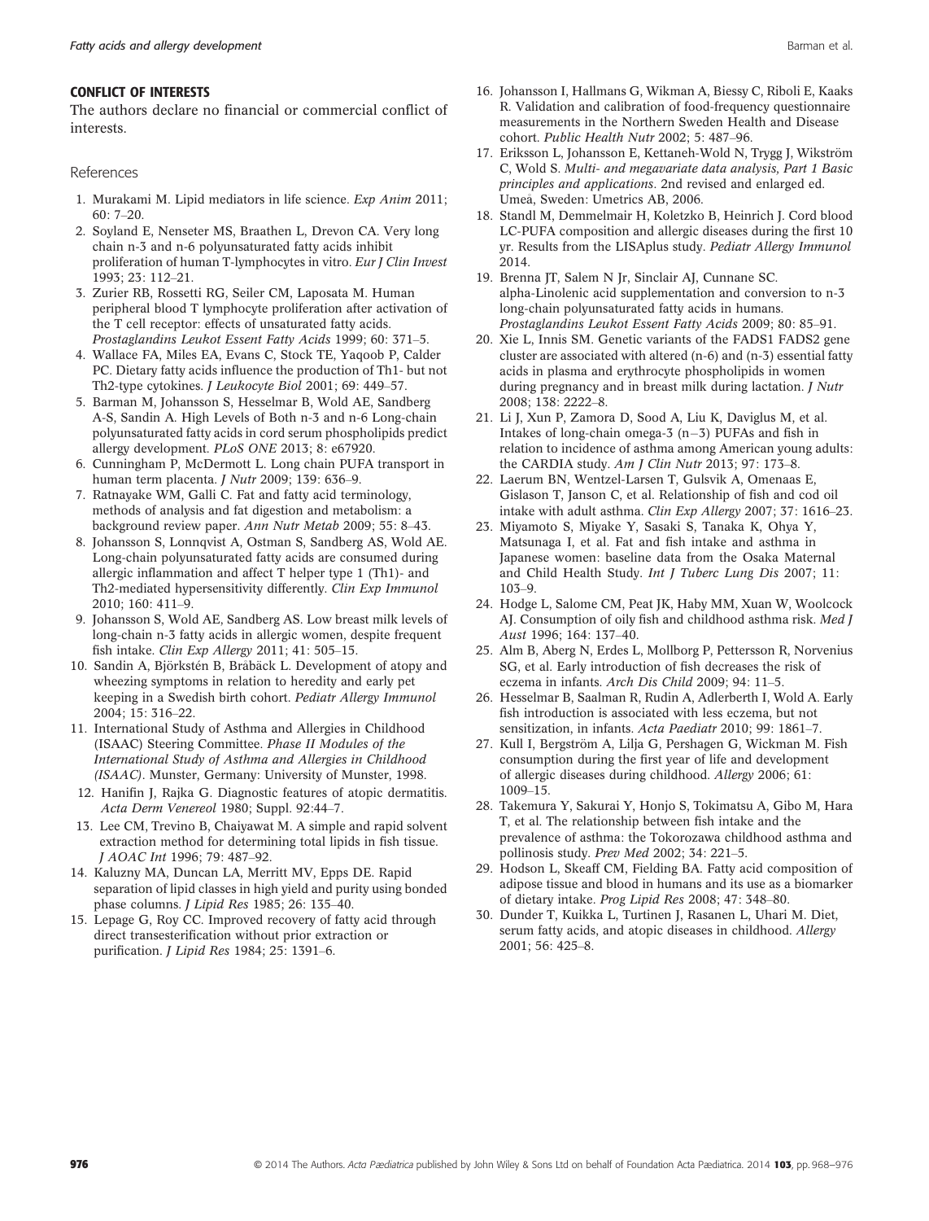## CONFLICT OF INTERESTS

The authors declare no financial or commercial conflict of interests.

## References

1. Murakami M. Lipid mediators in life science. *Exp Anim* 2011; 60: 7–20.
2. Soyland E, Nenseter MS, Braathen L, Drevon CA. Very long chain n-3 and n-6 polyunsaturated fatty acids inhibit proliferation of human T-lymphocytes in vitro. *Eur J Clin Invest* 1993; 23: 112–21.
3. Zurier RB, Rossetti RG, Seiler CM, Laposata M. Human peripheral blood T lymphocyte proliferation after activation of the T cell receptor: effects of unsaturated fatty acids. *Prostaglandins Leukot Essent Fatty Acids* 1999; 60: 371–5.
4. Wallace FA, Miles EA, Evans C, Stock TE, Yaqoob P, Calder PC. Dietary fatty acids influence the production of Th1- but not Th2-type cytokines. *J Leukocyte Biol* 2001; 69: 449–57.
5. Barman M, Johansson S, Hesselmar B, Wold AE, Sandberg A-S, Sandin A. High Levels of Both n-3 and n-6 Long-chain polyunsaturated fatty acids in cord serum phospholipids predict allergy development. *PLoS ONE* 2013; 8: e67920.
6. Cunningham P, McDermott L. Long chain PUFA transport in human term placenta. *J Nutr* 2009; 139: 636–9.
7. Ratnayake WM, Galli C. Fat and fatty acid terminology, methods of analysis and fat digestion and metabolism: a background review paper. *Ann Nutr Metab* 2009; 55: 8–43.
8. Johansson S, Lonnqvist A, Ostman S, Sandberg AS, Wold AE. Long-chain polyunsaturated fatty acids are consumed during allergic inflammation and affect T helper type 1 (Th1)- and Th2-mediated hypersensitivity differently. *Clin Exp Immunol* 2010; 160: 411–9.
9. Johansson S, Wold AE, Sandberg AS. Low breast milk levels of long-chain n-3 fatty acids in allergic women, despite frequent fish intake. *Clin Exp Allergy* 2011; 41: 505–15.
10. Sandin A, Björkstén B, Bråbäck L. Development of atopy and wheezing symptoms in relation to heredity and early pet keeping in a Swedish birth cohort. *Pediatr Allergy Immunol* 2004; 15: 316–22.
11. International Study of Asthma and Allergies in Childhood (ISAAC) Steering Committee. *Phase II Modules of the International Study of Asthma and Allergies in Childhood (ISAAC)*. Munster, Germany: University of Munster, 1998.
12. Hanifin J, Rajka G. Diagnostic features of atopic dermatitis. *Acta Derm Venereol* 1980; Suppl. 92:44–7.
13. Lee CM, Trevino B, Chaiyawat M. A simple and rapid solvent extraction method for determining total lipids in fish tissue. *J AOAC Int* 1996; 79: 487–92.
14. Kaluzny MA, Duncan LA, Merritt MV, Epps DE. Rapid separation of lipid classes in high yield and purity using bonded phase columns. *J Lipid Res* 1985; 26: 135–40.
15. Lepage G, Roy CC. Improved recovery of fatty acid through direct transesterification without prior extraction or purification. *J Lipid Res* 1984; 25: 1391–6.
16. Johansson I, Hallmans G, Wikman A, Biessy C, Riboli E, Kaaks R. Validation and calibration of food-frequency questionnaire measurements in the Northern Sweden Health and Disease cohort. *Public Health Nutr* 2002; 5: 487–96.
17. Eriksson L, Johansson E, Kettaneh-Wold N, Trygg J, Wikström C, Wold S. *Multi- and megavariate data analysis, Part 1 Basic principles and applications*. 2nd revised and enlarged ed. Umeå, Sweden: Umetrics AB, 2006.
18. Standl M, Demmelmair H, Koletzko B, Heinrich J. Cord blood LC-PUFA composition and allergic diseases during the first 10 yr. Results from the LISAplus study. *Pediatr Allergy Immunol* 2014.
19. Brenna JT, Salem N Jr, Sinclair AJ, Cunnane SC. alpha-Linolenic acid supplementation and conversion to n-3 long-chain polyunsaturated fatty acids in humans. *Prostaglandins Leukot Essent Fatty Acids* 2009; 80: 85–91.
20. Xie L, Innis SM. Genetic variants of the FADS1 FADS2 gene cluster are associated with altered (n-6) and (n-3) essential fatty acids in plasma and erythrocyte phospholipids in women during pregnancy and in breast milk during lactation. *J Nutr* 2008; 138: 2222–8.
21. Li J, Xun P, Zamora D, Sood A, Liu K, Daviglus M, et al. Intakes of long-chain omega-3 (n−3) PUFAs and fish in relation to incidence of asthma among American young adults: the CARDIA study. *Am J Clin Nutr* 2013; 97: 173–8.
22. Laerum BN, Wentzel-Larsen T, Gulsvik A, Omenaas E, Gislason T, Janson C, et al. Relationship of fish and cod oil intake with adult asthma. *Clin Exp Allergy* 2007; 37: 1616–23.
23. Miyamoto S, Miyake Y, Sasaki S, Tanaka K, Ohya Y, Matsunaga I, et al. Fat and fish intake and asthma in Japanese women: baseline data from the Osaka Maternal and Child Health Study. *Int J Tuberc Lung Dis* 2007; 11: 103–9.
24. Hodge L, Salome CM, Peat JK, Haby MM, Xuan W, Woolcock AJ. Consumption of oily fish and childhood asthma risk. *Med J Aust* 1996; 164: 137–40.
25. Alm B, Aberg N, Erdes L, Mollborg P, Pettersson R, Norvenius SG, et al. Early introduction of fish decreases the risk of eczema in infants. *Arch Dis Child* 2009; 94: 11–5.
26. Hesselmar B, Saalman R, Rudin A, Adlerberth I, Wold A. Early fish introduction is associated with less eczema, but not sensitization, in infants. *Acta Paediatr* 2010; 99: 1861–7.
27. Kull I, Bergström A, Lilja G, Pershagen G, Wickman M. Fish consumption during the first year of life and development of allergic diseases during childhood. *Allergy* 2006; 61: 1009–15.
28. Takemura Y, Sakurai Y, Honjo S, Tokimatsu A, Gibo M, Hara T, et al. The relationship between fish intake and the prevalence of asthma: the Tokorozawa childhood asthma and pollinosis study. *Prev Med* 2002; 34: 221–5.
29. Hodson L, Skeaff CM, Fielding BA. Fatty acid composition of adipose tissue and blood in humans and its use as a biomarker of dietary intake. *Prog Lipid Res* 2008; 47: 348–80.
30. Dunder T, Kuikka L, Turtinen J, Rasanen L, Uhari M. Diet, serum fatty acids, and atopic diseases in childhood. *Allergy* 2001; 56: 425–8.